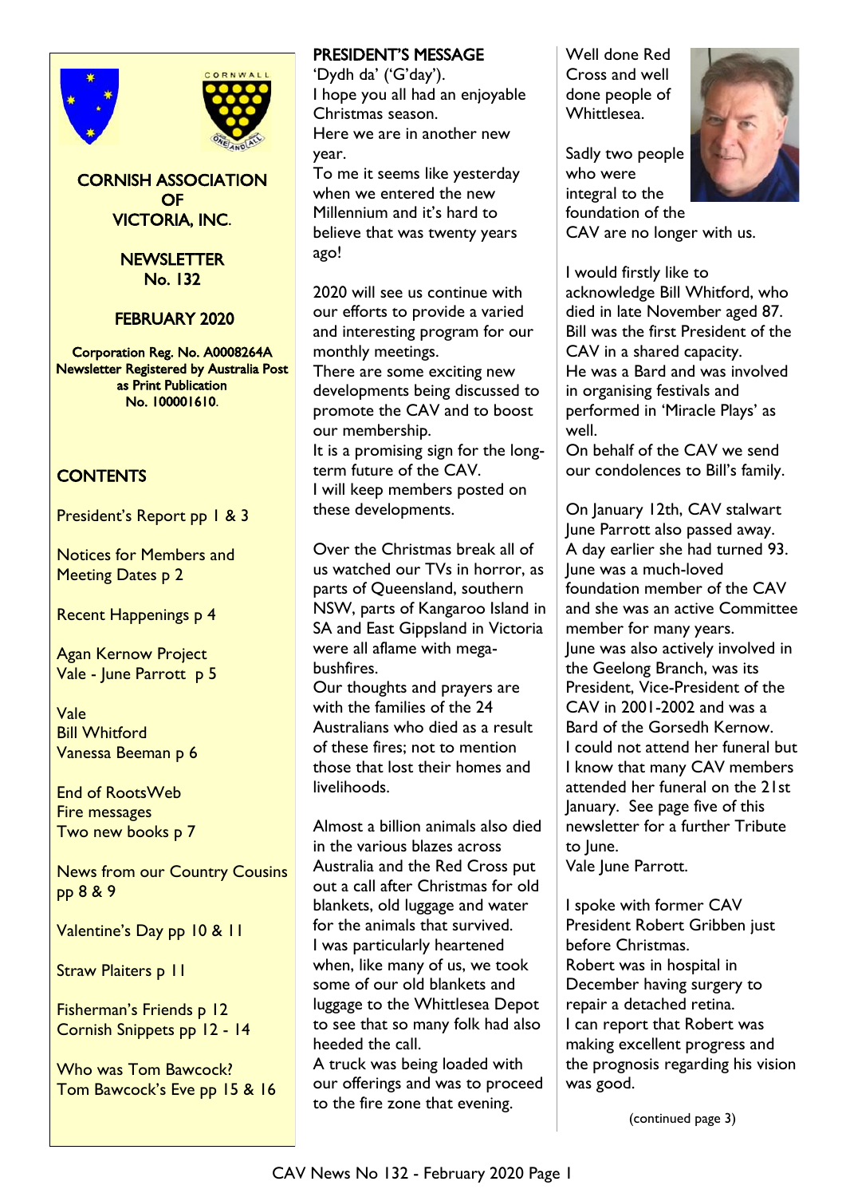# CORNISH ASSOCIATION OF VICTORIA, INC.

## NEWSLETTER No. 132

## FEBRUARY 2020

Corporation Reg. No. A0008264A
Newsletter Registered by Australia Post as Print Publication No. 100001610.

### CONTENTS

President's Report pp 1 & 3

Notices for Members and Meeting Dates p 2

Recent Happenings p 4

Agan Kernow Project
Vale - June Parrott p 5

Vale
Bill Whitford
Vanessa Beeman p 6

End of RootsWeb
Fire messages
Two new books p 7

News from our Country Cousins pp 8 & 9

Valentine's Day pp 10 & 11

Straw Plaiters p 11

Fisherman's Friends p 12
Cornish Snippets pp 12 - 14

Who was Tom Bawcock?
Tom Bawcock's Eve pp 15 & 16

## PRESIDENT'S MESSAGE

'Dydh da' ('G'day').
I hope you all had an enjoyable Christmas season.
Here we are in another new year.
To me it seems like yesterday when we entered the new Millennium and it's hard to believe that was twenty years ago!

2020 will see us continue with our efforts to provide a varied and interesting program for our monthly meetings.
There are some exciting new developments being discussed to promote the CAV and to boost our membership.
It is a promising sign for the long-term future of the CAV.
I will keep members posted on these developments.

Over the Christmas break all of us watched our TVs in horror, as parts of Queensland, southern NSW, parts of Kangaroo Island in SA and East Gippsland in Victoria were all aflame with mega-bushfires.
Our thoughts and prayers are with the families of the 24 Australians who died as a result of these fires; not to mention those that lost their homes and livelihoods.

Almost a billion animals also died in the various blazes across Australia and the Red Cross put out a call after Christmas for old blankets, old luggage and water for the animals that survived.
I was particularly heartened when, like many of us, we took some of our old blankets and luggage to the Whittlesea Depot to see that so many folk had also heeded the call.
A truck was being loaded with our offerings and was to proceed to the fire zone that evening.

Well done Red Cross and well done people of Whittlesea.

Sadly two people who were integral to the foundation of the CAV are no longer with us.

I would firstly like to acknowledge Bill Whitford, who died in late November aged 87.
Bill was the first President of the CAV in a shared capacity.
He was a Bard and was involved in organising festivals and performed in 'Miracle Plays' as well.
On behalf of the CAV we send our condolences to Bill's family.

On January 12th, CAV stalwart June Parrott also passed away.
A day earlier she had turned 93.
June was a much-loved foundation member of the CAV and she was an active Committee member for many years.
June was also actively involved in the Geelong Branch, was its President, Vice-President of the CAV in 2001-2002 and was a Bard of the Gorsedh Kernow.
I could not attend her funeral but I know that many CAV members attended her funeral on the 21st January. See page five of this newsletter for a further Tribute to June.
Vale June Parrott.

I spoke with former CAV President Robert Gribben just before Christmas.
Robert was in hospital in December having surgery to repair a detached retina.
I can report that Robert was making excellent progress and the prognosis regarding his vision was good.

(continued page 3)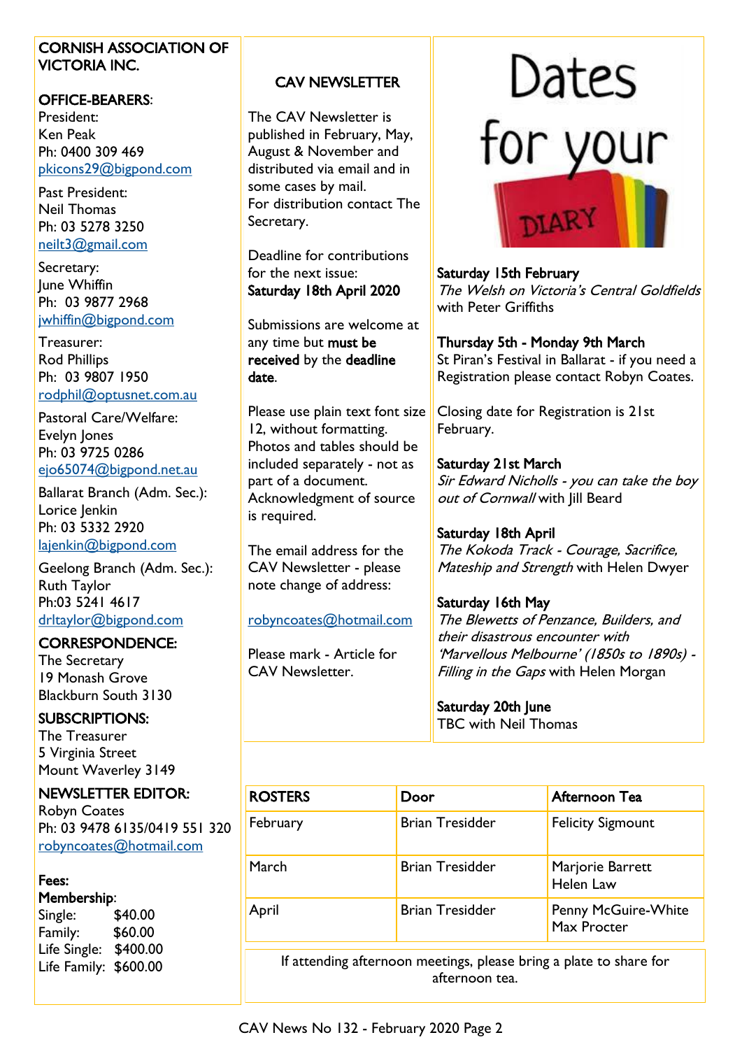## CORNISH ASSOCIATION OF VICTORIA INC.

**OFFICE-BEARERS**:

President:
Ken Peak
Ph: 0400 309 469
pkicons29@bigpond.com

Past President:
Neil Thomas
Ph: 03 5278 3250
neilt3@gmail.com

Secretary:
June Whiffin
Ph: 03 9877 2968
jwhiffin@bigpond.com

Treasurer:
Rod Phillips
Ph: 03 9807 1950
rodphil@optusnet.com.au

Pastoral Care/Welfare:
Evelyn Jones
Ph: 03 9725 0286
ejo65074@bigpond.net.au

Ballarat Branch (Adm. Sec.):
Lorice Jenkin
Ph: 03 5332 2920
lajenkin@bigpond.com

Geelong Branch (Adm. Sec.):
Ruth Taylor
Ph:03 5241 4617
drltaylor@bigpond.com

**CORRESPONDENCE:**
The Secretary
19 Monash Grove
Blackburn South 3130

**SUBSCRIPTIONS:**
The Treasurer
5 Virginia Street
Mount Waverley 3149

**NEWSLETTER EDITOR:**
Robyn Coates
Ph: 03 9478 6135/0419 551 320
robyncoates@hotmail.com

**Fees:**
**Membership**:
Single: $40.00
Family: $60.00
Life Single: $400.00
Life Family: $600.00

## CAV NEWSLETTER

The CAV Newsletter is published in February, May, August & November and distributed via email and in some cases by mail.
For distribution contact The Secretary.

Deadline for contributions for the next issue:
**Saturday 18th April 2020**

Submissions are welcome at any time but **must be received** by the **deadline date**.

Please use plain text font size 12, without formatting. Photos and tables should be included separately - not as part of a document. Acknowledgment of source is required.

The email address for the CAV Newsletter - please note change of address:

robyncoates@hotmail.com

Please mark - Article for CAV Newsletter.

## Dates for your DIARY

**Saturday 15th February**
*The Welsh on Victoria's Central Goldfields* with Peter Griffiths

**Thursday 5th - Monday 9th March**
St Piran's Festival in Ballarat - if you need a Registration please contact Robyn Coates.

Closing date for Registration is 21st February.

**Saturday 21st March**
*Sir Edward Nicholls - you can take the boy out of Cornwall* with Jill Beard

**Saturday 18th April**
*The Kokoda Track - Courage, Sacrifice, Mateship and Strength* with Helen Dwyer

**Saturday 16th May**
*The Blewetts of Penzance, Builders, and their disastrous encounter with 'Marvellous Melbourne' (1850s to 1890s) - Filling in the Gaps* with Helen Morgan

**Saturday 20th June**
TBC with Neil Thomas

| ROSTERS | Door | Afternoon Tea |
|---|---|---|
| February | Brian Tresidder | Felicity Sigmount |
| March | Brian Tresidder | Marjorie Barrett<br>Helen Law |
| April | Brian Tresidder | Penny McGuire-White<br>Max Procter |

If attending afternoon meetings, please bring a plate to share for afternoon tea.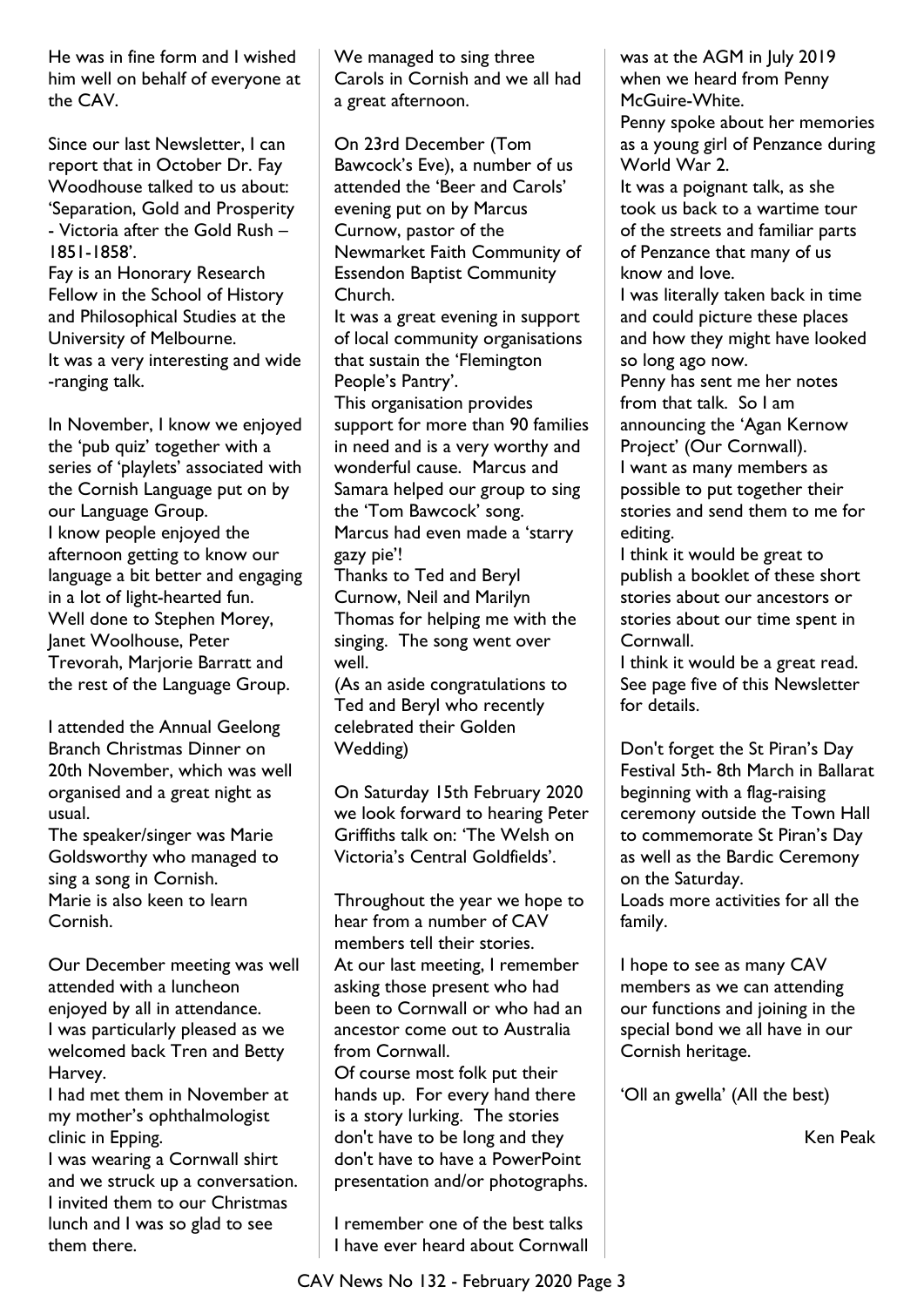He was in fine form and I wished him well on behalf of everyone at the CAV.

Since our last Newsletter, I can report that in October Dr. Fay Woodhouse talked to us about: 'Separation, Gold and Prosperity - Victoria after the Gold Rush – 1851-1858'.
Fay is an Honorary Research Fellow in the School of History and Philosophical Studies at the University of Melbourne.
It was a very interesting and wide-ranging talk.

In November, I know we enjoyed the 'pub quiz' together with a series of 'playlets' associated with the Cornish Language put on by our Language Group.
I know people enjoyed the afternoon getting to know our language a bit better and engaging in a lot of light-hearted fun.
Well done to Stephen Morey, Janet Woolhouse, Peter Trevorah, Marjorie Barratt and the rest of the Language Group.

I attended the Annual Geelong Branch Christmas Dinner on 20th November, which was well organised and a great night as usual.
The speaker/singer was Marie Goldsworthy who managed to sing a song in Cornish.
Marie is also keen to learn Cornish.

Our December meeting was well attended with a luncheon enjoyed by all in attendance.
I was particularly pleased as we welcomed back Tren and Betty Harvey.
I had met them in November at my mother's ophthalmologist clinic in Epping.
I was wearing a Cornwall shirt and we struck up a conversation.
I invited them to our Christmas lunch and I was so glad to see them there.

We managed to sing three Carols in Cornish and we all had a great afternoon.

On 23rd December (Tom Bawcock's Eve), a number of us attended the 'Beer and Carols' evening put on by Marcus Curnow, pastor of the Newmarket Faith Community of Essendon Baptist Community Church.
It was a great evening in support of local community organisations that sustain the 'Flemington People's Pantry'.
This organisation provides support for more than 90 families in need and is a very worthy and wonderful cause. Marcus and Samara helped our group to sing the 'Tom Bawcock' song.
Marcus had even made a 'starry gazy pie'!
Thanks to Ted and Beryl Curnow, Neil and Marilyn Thomas for helping me with the singing. The song went over well.
(As an aside congratulations to Ted and Beryl who recently celebrated their Golden Wedding)

On Saturday 15th February 2020 we look forward to hearing Peter Griffiths talk on: 'The Welsh on Victoria's Central Goldfields'.

Throughout the year we hope to hear from a number of CAV members tell their stories.
At our last meeting, I remember asking those present who had been to Cornwall or who had an ancestor come out to Australia from Cornwall.
Of course most folk put their hands up. For every hand there is a story lurking. The stories don't have to be long and they don't have to have a PowerPoint presentation and/or photographs.

I remember one of the best talks I have ever heard about Cornwall was at the AGM in July 2019 when we heard from Penny McGuire-White.
Penny spoke about her memories as a young girl of Penzance during World War 2.
It was a poignant talk, as she took us back to a wartime tour of the streets and familiar parts of Penzance that many of us know and love.
I was literally taken back in time and could picture these places and how they might have looked so long ago now.
Penny has sent me her notes from that talk. So I am announcing the 'Agan Kernow Project' (Our Cornwall).
I want as many members as possible to put together their stories and send them to me for editing.
I think it would be great to publish a booklet of these short stories about our ancestors or stories about our time spent in Cornwall.
I think it would be a great read. See page five of this Newsletter for details.

Don't forget the St Piran's Day Festival 5th- 8th March in Ballarat beginning with a flag-raising ceremony outside the Town Hall to commemorate St Piran's Day as well as the Bardic Ceremony on the Saturday.
Loads more activities for all the family.

I hope to see as many CAV members as we can attending our functions and joining in the special bond we all have in our Cornish heritage.

'Oll an gwella' (All the best)

Ken Peak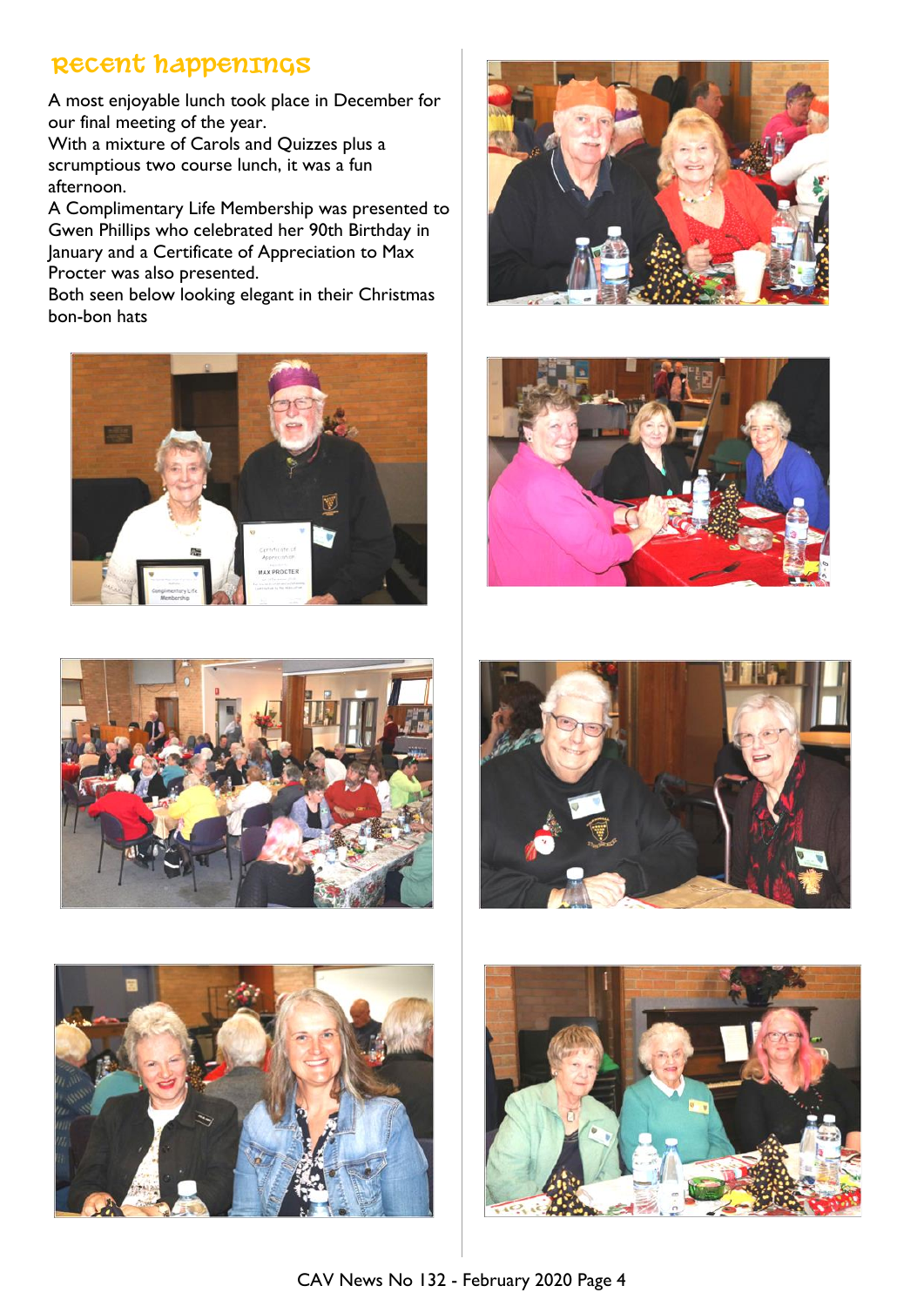## Recent happenings

A most enjoyable lunch took place in December for our final meeting of the year.
With a mixture of Carols and Quizzes plus a scrumptious two course lunch, it was a fun afternoon.
A Complimentary Life Membership was presented to Gwen Phillips who celebrated her 90th Birthday in January and a Certificate of Appreciation to Max Procter was also presented.
Both seen below looking elegant in their Christmas bon-bon hats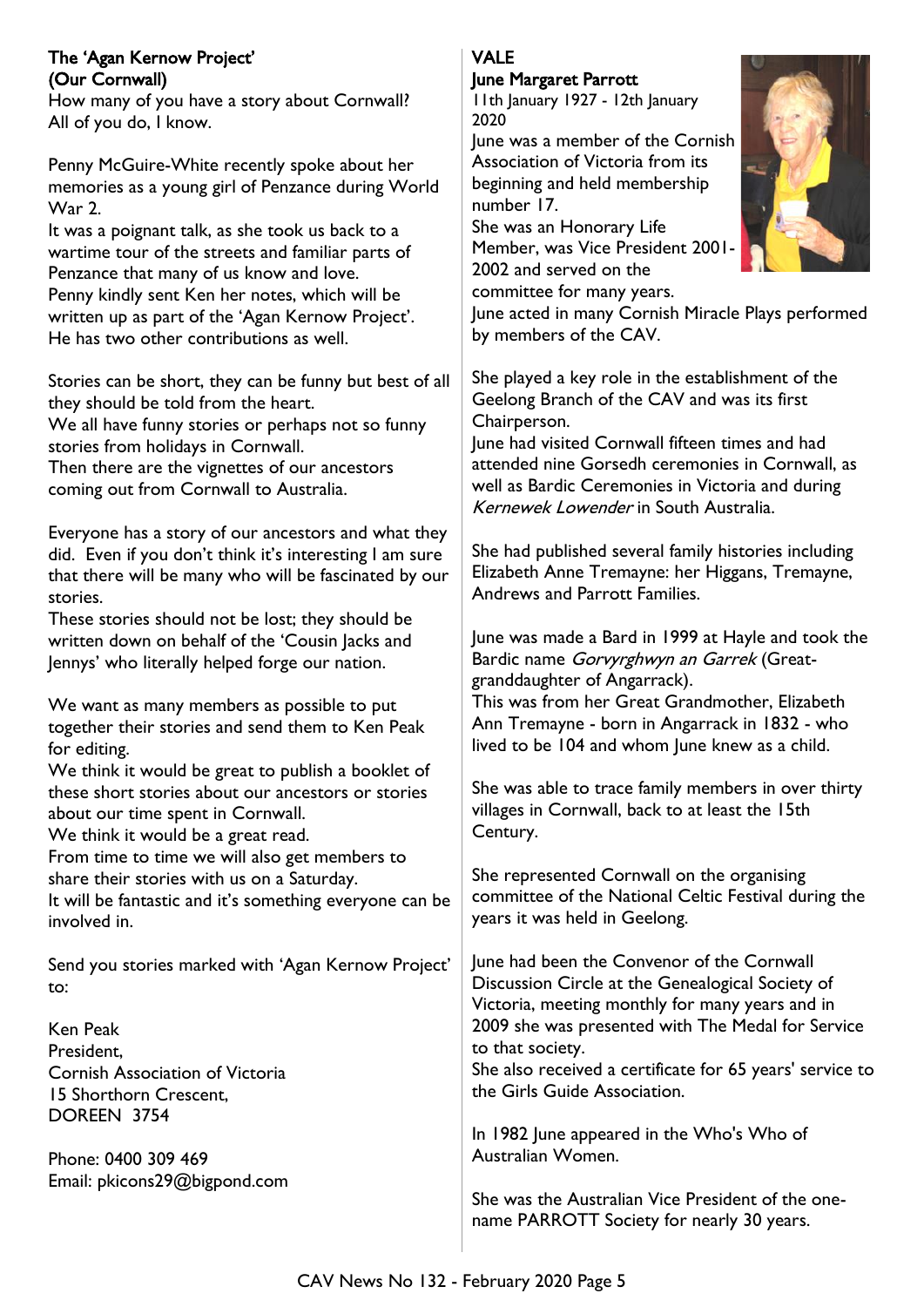## The 'Agan Kernow Project' (Our Cornwall)

How many of you have a story about Cornwall? All of you do, I know.

Penny McGuire-White recently spoke about her memories as a young girl of Penzance during World War 2.

It was a poignant talk, as she took us back to a wartime tour of the streets and familiar parts of Penzance that many of us know and love.

Penny kindly sent Ken her notes, which will be written up as part of the 'Agan Kernow Project'. He has two other contributions as well.

Stories can be short, they can be funny but best of all they should be told from the heart.

We all have funny stories or perhaps not so funny stories from holidays in Cornwall.

Then there are the vignettes of our ancestors coming out from Cornwall to Australia.

Everyone has a story of our ancestors and what they did. Even if you don't think it's interesting I am sure that there will be many who will be fascinated by our stories.

These stories should not be lost; they should be written down on behalf of the 'Cousin Jacks and Jennys' who literally helped forge our nation.

We want as many members as possible to put together their stories and send them to Ken Peak for editing.

We think it would be great to publish a booklet of these short stories about our ancestors or stories about our time spent in Cornwall.

We think it would be a great read.

From time to time we will also get members to share their stories with us on a Saturday.

It will be fantastic and it's something everyone can be involved in.

Send you stories marked with 'Agan Kernow Project' to:

Ken Peak
President,
Cornish Association of Victoria
15 Shorthorn Crescent,
DOREEN 3754

Phone: 0400 309 469
Email: pkicons29@bigpond.com

## VALE

### June Margaret Parrott

11th January 1927 - 12th January 2020

June was a member of the Cornish Association of Victoria from its beginning and held membership number 17.

She was an Honorary Life Member, was Vice President 2001-2002 and served on the committee for many years.

June acted in many Cornish Miracle Plays performed by members of the CAV.

She played a key role in the establishment of the Geelong Branch of the CAV and was its first Chairperson.

June had visited Cornwall fifteen times and had attended nine Gorsedh ceremonies in Cornwall, as well as Bardic Ceremonies in Victoria and during *Kernewek Lowender* in South Australia.

She had published several family histories including Elizabeth Anne Tremayne: her Higgans, Tremayne, Andrews and Parrott Families.

June was made a Bard in 1999 at Hayle and took the Bardic name *Gorvyrghwyn an Garrek* (Great-granddaughter of Angarrack).

This was from her Great Grandmother, Elizabeth Ann Tremayne - born in Angarrack in 1832 - who lived to be 104 and whom June knew as a child.

She was able to trace family members in over thirty villages in Cornwall, back to at least the 15th Century.

She represented Cornwall on the organising committee of the National Celtic Festival during the years it was held in Geelong.

June had been the Convenor of the Cornwall Discussion Circle at the Genealogical Society of Victoria, meeting monthly for many years and in 2009 she was presented with The Medal for Service to that society.

She also received a certificate for 65 years' service to the Girls Guide Association.

In 1982 June appeared in the Who's Who of Australian Women.

She was the Australian Vice President of the one-name PARROTT Society for nearly 30 years.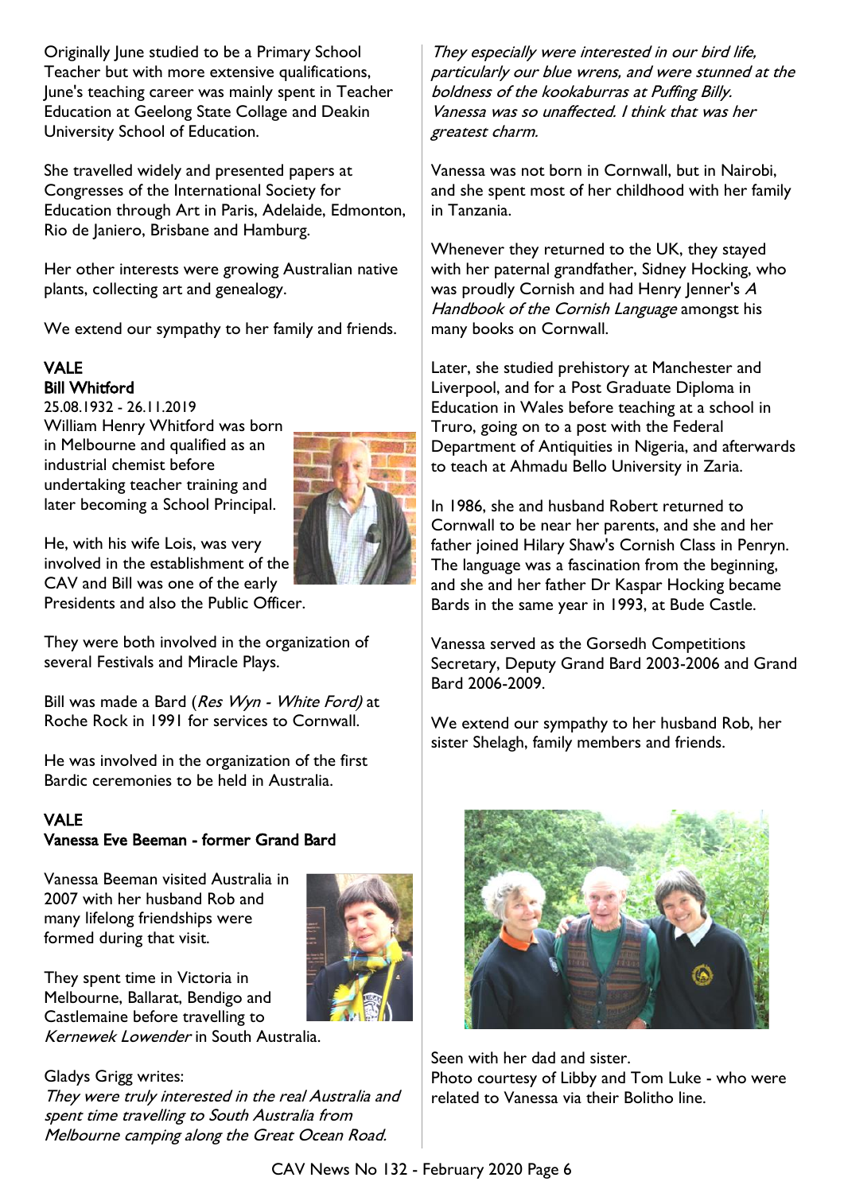Originally June studied to be a Primary School Teacher but with more extensive qualifications, June's teaching career was mainly spent in Teacher Education at Geelong State Collage and Deakin University School of Education.

She travelled widely and presented papers at Congresses of the International Society for Education through Art in Paris, Adelaide, Edmonton, Rio de Janiero, Brisbane and Hamburg.

Her other interests were growing Australian native plants, collecting art and genealogy.

We extend our sympathy to her family and friends.

## VALE
### Bill Whitford

25.08.1932 - 26.11.2019

William Henry Whitford was born in Melbourne and qualified as an industrial chemist before undertaking teacher training and later becoming a School Principal.

He, with his wife Lois, was very involved in the establishment of the CAV and Bill was one of the early Presidents and also the Public Officer.

They were both involved in the organization of several Festivals and Miracle Plays.

Bill was made a Bard (*Res Wyn - White Ford)* at Roche Rock in 1991 for services to Cornwall.

He was involved in the organization of the first Bardic ceremonies to be held in Australia.

## VALE
### Vanessa Eve Beeman - former Grand Bard

Vanessa Beeman visited Australia in 2007 with her husband Rob and many lifelong friendships were formed during that visit.

They spent time in Victoria in Melbourne, Ballarat, Bendigo and Castlemaine before travelling to *Kernewek Lowender* in South Australia.

Gladys Grigg writes:

*They were truly interested in the real Australia and spent time travelling to South Australia from Melbourne camping along the Great Ocean Road.*

*They especially were interested in our bird life, particularly our blue wrens, and were stunned at the boldness of the kookaburras at Puffing Billy. Vanessa was so unaffected. I think that was her greatest charm.*

Vanessa was not born in Cornwall, but in Nairobi, and she spent most of her childhood with her family in Tanzania.

Whenever they returned to the UK, they stayed with her paternal grandfather, Sidney Hocking, who was proudly Cornish and had Henry Jenner's *A Handbook of the Cornish Language* amongst his many books on Cornwall.

Later, she studied prehistory at Manchester and Liverpool, and for a Post Graduate Diploma in Education in Wales before teaching at a school in Truro, going on to a post with the Federal Department of Antiquities in Nigeria, and afterwards to teach at Ahmadu Bello University in Zaria.

In 1986, she and husband Robert returned to Cornwall to be near her parents, and she and her father joined Hilary Shaw's Cornish Class in Penryn. The language was a fascination from the beginning, and she and her father Dr Kaspar Hocking became Bards in the same year in 1993, at Bude Castle.

Vanessa served as the Gorsedh Competitions Secretary, Deputy Grand Bard 2003-2006 and Grand Bard 2006-2009.

We extend our sympathy to her husband Rob, her sister Shelagh, family members and friends.

Seen with her dad and sister.
Photo courtesy of Libby and Tom Luke - who were related to Vanessa via their Bolitho line.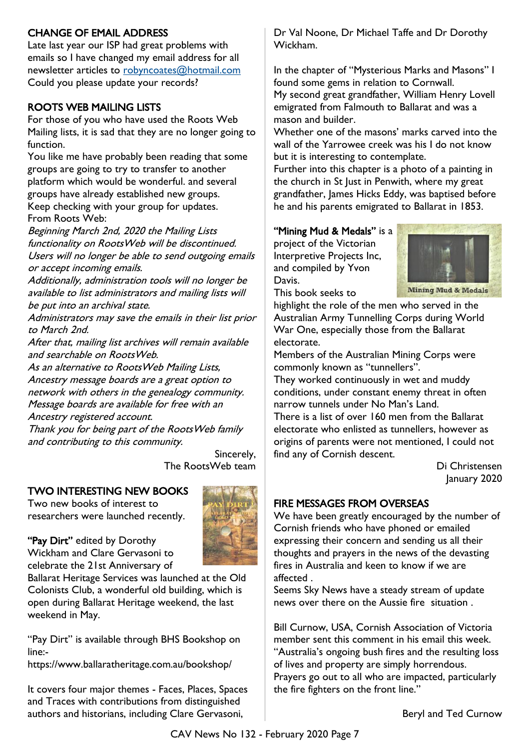## CHANGE OF EMAIL ADDRESS

Late last year our ISP had great problems with emails so I have changed my email address for all newsletter articles to robyncoates@hotmail.com Could you please update your records?

## ROOTS WEB MAILING LISTS

For those of you who have used the Roots Web Mailing lists, it is sad that they are no longer going to function.

You like me have probably been reading that some groups are going to try to transfer to another platform which would be wonderful. and several groups have already established new groups. Keep checking with your group for updates.

From Roots Web:

*Beginning March 2nd, 2020 the Mailing Lists functionality on RootsWeb will be discontinued. Users will no longer be able to send outgoing emails or accept incoming emails.*

*Additionally, administration tools will no longer be available to list administrators and mailing lists will be put into an archival state.*

*Administrators may save the emails in their list prior to March 2nd.*

*After that, mailing list archives will remain available and searchable on RootsWeb.*

*As an alternative to RootsWeb Mailing Lists, Ancestry message boards are a great option to network with others in the genealogy community. Message boards are available for free with an Ancestry registered account.*

*Thank you for being part of the RootsWeb family and contributing to this community.*

Sincerely,
The RootsWeb team

## TWO INTERESTING NEW BOOKS

Two new books of interest to researchers were launched recently.

**"Pay Dirt"** edited by Dorothy Wickham and Clare Gervasoni to celebrate the 21st Anniversary of Ballarat Heritage Services was launched at the Old Colonists Club, a wonderful old building, which is open during Ballarat Heritage weekend, the last weekend in May.

"Pay Dirt" is available through BHS Bookshop on line:-
https://www.ballaratheritage.com.au/bookshop/

It covers four major themes - Faces, Places, Spaces and Traces with contributions from distinguished authors and historians, including Clare Gervasoni, Dr Val Noone, Dr Michael Taffe and Dr Dorothy Wickham.

In the chapter of "Mysterious Marks and Masons" I found some gems in relation to Cornwall.

My second great grandfather, William Henry Lovell emigrated from Falmouth to Ballarat and was a mason and builder.

Whether one of the masons' marks carved into the wall of the Yarrowee creek was his I do not know but it is interesting to contemplate.

Further into this chapter is a photo of a painting in the church in St Just in Penwith, where my great grandfather, James Hicks Eddy, was baptised before he and his parents emigrated to Ballarat in 1853.

**"Mining Mud & Medals"** is a project of the Victorian Interpretive Projects Inc, and compiled by Yvon Davis.

This book seeks to highlight the role of the men who served in the Australian Army Tunnelling Corps during World War One, especially those from the Ballarat electorate.

Members of the Australian Mining Corps were commonly known as "tunnellers".

They worked continuously in wet and muddy conditions, under constant enemy threat in often narrow tunnels under No Man's Land.

There is a list of over 160 men from the Ballarat electorate who enlisted as tunnellers, however as origins of parents were not mentioned, I could not find any of Cornish descent.

Di Christensen
January 2020

## FIRE MESSAGES FROM OVERSEAS

We have been greatly encouraged by the number of Cornish friends who have phoned or emailed expressing their concern and sending us all their thoughts and prayers in the news of the devasting fires in Australia and keen to know if we are affected .

Seems Sky News have a steady stream of update news over there on the Aussie fire situation .

Bill Curnow, USA, Cornish Association of Victoria member sent this comment in his email this week. "Australia's ongoing bush fires and the resulting loss of lives and property are simply horrendous. Prayers go out to all who are impacted, particularly the fire fighters on the front line."

Beryl and Ted Curnow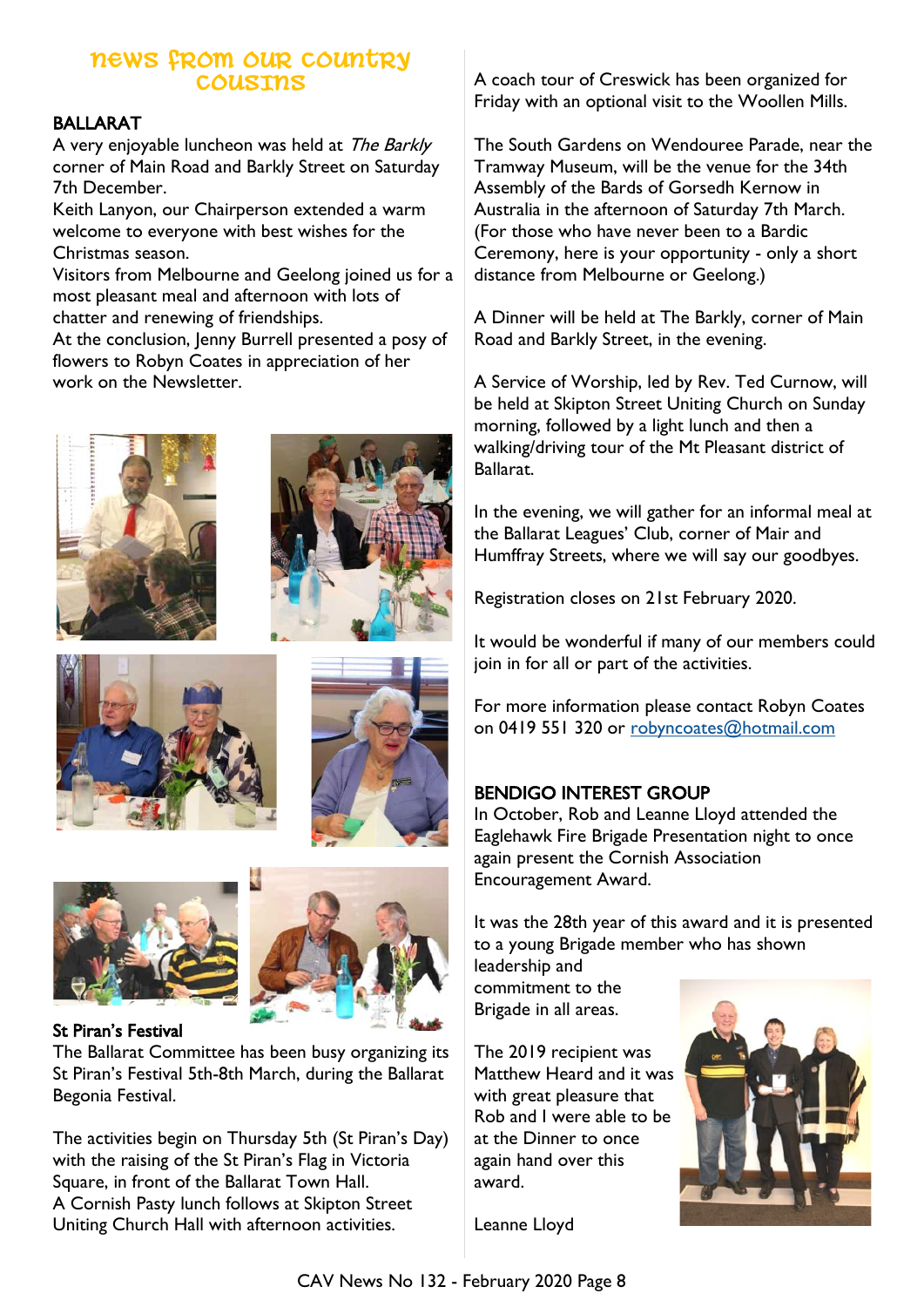# NEWS FROM OUR COUNTRY COUSINS

## BALLARAT

A very enjoyable luncheon was held at *The Barkly* corner of Main Road and Barkly Street on Saturday 7th December.

Keith Lanyon, our Chairperson extended a warm welcome to everyone with best wishes for the Christmas season.

Visitors from Melbourne and Geelong joined us for a most pleasant meal and afternoon with lots of chatter and renewing of friendships.

At the conclusion, Jenny Burrell presented a posy of flowers to Robyn Coates in appreciation of her work on the Newsletter.

### St Piran's Festival

The Ballarat Committee has been busy organizing its St Piran's Festival 5th-8th March, during the Ballarat Begonia Festival.

The activities begin on Thursday 5th (St Piran's Day) with the raising of the St Piran's Flag in Victoria Square, in front of the Ballarat Town Hall.

A Cornish Pasty lunch follows at Skipton Street Uniting Church Hall with afternoon activities.

A coach tour of Creswick has been organized for Friday with an optional visit to the Woollen Mills.

The South Gardens on Wendouree Parade, near the Tramway Museum, will be the venue for the 34th Assembly of the Bards of Gorsedh Kernow in Australia in the afternoon of Saturday 7th March. (For those who have never been to a Bardic Ceremony, here is your opportunity - only a short distance from Melbourne or Geelong.)

A Dinner will be held at The Barkly, corner of Main Road and Barkly Street, in the evening.

A Service of Worship, led by Rev. Ted Curnow, will be held at Skipton Street Uniting Church on Sunday morning, followed by a light lunch and then a walking/driving tour of the Mt Pleasant district of Ballarat.

In the evening, we will gather for an informal meal at the Ballarat Leagues' Club, corner of Mair and Humffray Streets, where we will say our goodbyes.

Registration closes on 21st February 2020.

It would be wonderful if many of our members could join in for all or part of the activities.

For more information please contact Robyn Coates on 0419 551 320 or robyncoates@hotmail.com

## BENDIGO INTEREST GROUP

In October, Rob and Leanne Lloyd attended the Eaglehawk Fire Brigade Presentation night to once again present the Cornish Association Encouragement Award.

It was the 28th year of this award and it is presented to a young Brigade member who has shown leadership and commitment to the Brigade in all areas.

The 2019 recipient was Matthew Heard and it was with great pleasure that Rob and I were able to be at the Dinner to once again hand over this award.

Leanne Lloyd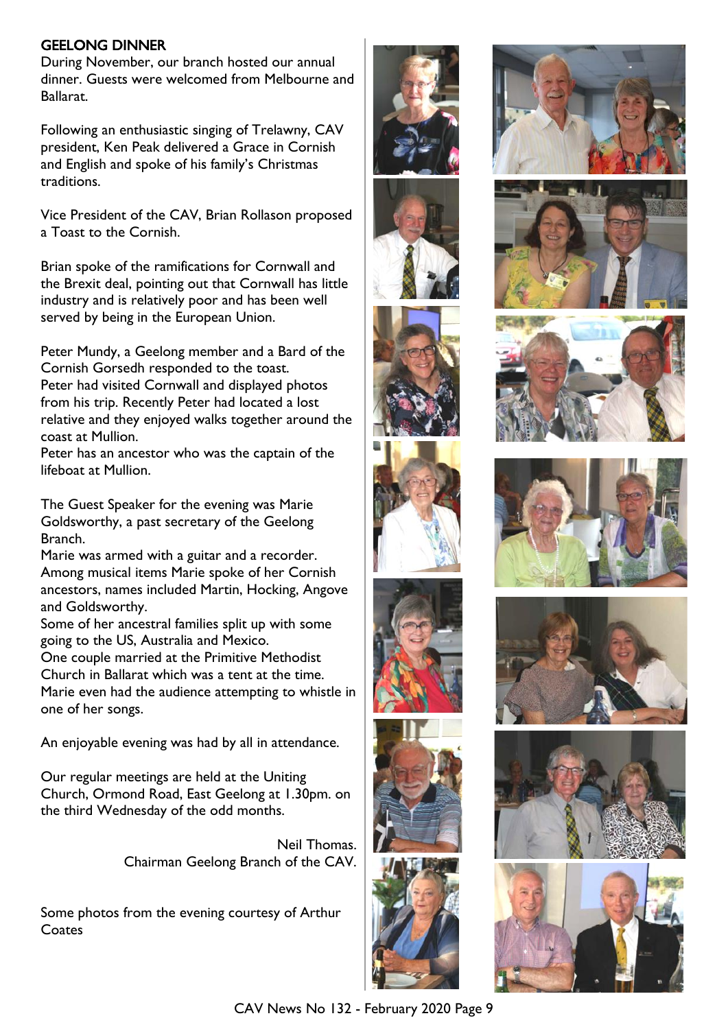## GEELONG DINNER

During November, our branch hosted our annual dinner. Guests were welcomed from Melbourne and Ballarat.

Following an enthusiastic singing of Trelawny, CAV president, Ken Peak delivered a Grace in Cornish and English and spoke of his family's Christmas traditions.

Vice President of the CAV, Brian Rollason proposed a Toast to the Cornish.

Brian spoke of the ramifications for Cornwall and the Brexit deal, pointing out that Cornwall has little industry and is relatively poor and has been well served by being in the European Union.

Peter Mundy, a Geelong member and a Bard of the Cornish Gorsedh responded to the toast.
Peter had visited Cornwall and displayed photos from his trip. Recently Peter had located a lost relative and they enjoyed walks together around the coast at Mullion.
Peter has an ancestor who was the captain of the lifeboat at Mullion.

The Guest Speaker for the evening was Marie Goldsworthy, a past secretary of the Geelong Branch.
Marie was armed with a guitar and a recorder. Among musical items Marie spoke of her Cornish ancestors, names included Martin, Hocking, Angove and Goldsworthy.
Some of her ancestral families split up with some going to the US, Australia and Mexico.
One couple married at the Primitive Methodist Church in Ballarat which was a tent at the time.
Marie even had the audience attempting to whistle in one of her songs.

An enjoyable evening was had by all in attendance.

Our regular meetings are held at the Uniting Church, Ormond Road, East Geelong at 1.30pm. on the third Wednesday of the odd months.

Neil Thomas.
Chairman Geelong Branch of the CAV.

Some photos from the evening courtesy of Arthur Coates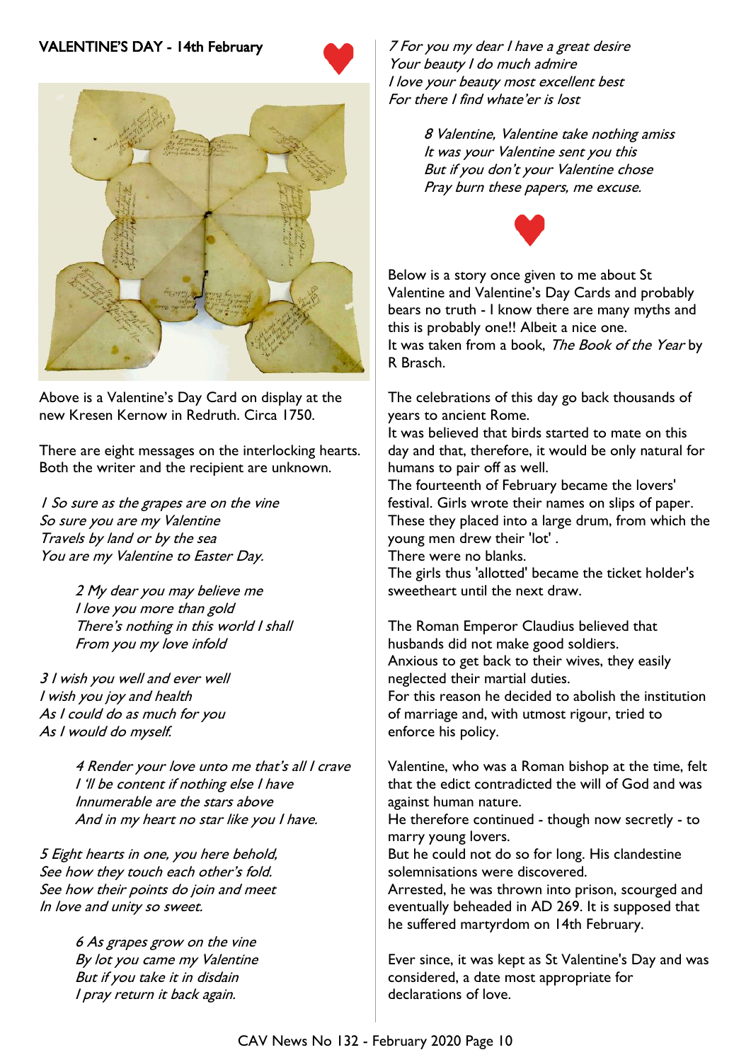## VALENTINE'S DAY - 14th February

Above is a Valentine's Day Card on display at the new Kresen Kernow in Redruth. Circa 1750.

There are eight messages on the interlocking hearts. Both the writer and the recipient are unknown.

*1 So sure as the grapes are on the vine*
*So sure you are my Valentine*
*Travels by land or by the sea*
*You are my Valentine to Easter Day.*

*2 My dear you may believe me*
*I love you more than gold*
*There's nothing in this world I shall*
*From you my love infold*

*3 I wish you well and ever well*
*I wish you joy and health*
*As I could do as much for you*
*As I would do myself.*

*4 Render your love unto me that's all I crave*
*I 'll be content if nothing else I have*
*Innumerable are the stars above*
*And in my heart no star like you I have.*

*5 Eight hearts in one, you here behold,*
*See how they touch each other's fold.*
*See how their points do join and meet*
*In love and unity so sweet.*

*6 As grapes grow on the vine*
*By lot you came my Valentine*
*But if you take it in disdain*
*I pray return it back again.*

*7 For you my dear I have a great desire*
*Your beauty I do much admire*
*I love your beauty most excellent best*
*For there I find whate'er is lost*

*8 Valentine, Valentine take nothing amiss*
*It was your Valentine sent you this*
*But if you don't your Valentine chose*
*Pray burn these papers, me excuse.*

Below is a story once given to me about St Valentine and Valentine's Day Cards and probably bears no truth - I know there are many myths and this is probably one!! Albeit a nice one.
It was taken from a book, *The Book of the Year* by R Brasch.

The celebrations of this day go back thousands of years to ancient Rome.
It was believed that birds started to mate on this day and that, therefore, it would be only natural for humans to pair off as well.
The fourteenth of February became the lovers' festival. Girls wrote their names on slips of paper. These they placed into a large drum, from which the young men drew their 'lot' .
There were no blanks.
The girls thus 'allotted' became the ticket holder's sweetheart until the next draw.

The Roman Emperor Claudius believed that husbands did not make good soldiers.
Anxious to get back to their wives, they easily neglected their martial duties.
For this reason he decided to abolish the institution of marriage and, with utmost rigour, tried to enforce his policy.

Valentine, who was a Roman bishop at the time, felt that the edict contradicted the will of God and was against human nature.
He therefore continued - though now secretly - to marry young lovers.
But he could not do so for long. His clandestine solemnisations were discovered.
Arrested, he was thrown into prison, scourged and eventually beheaded in AD 269. It is supposed that he suffered martyrdom on 14th February.

Ever since, it was kept as St Valentine's Day and was considered, a date most appropriate for declarations of love.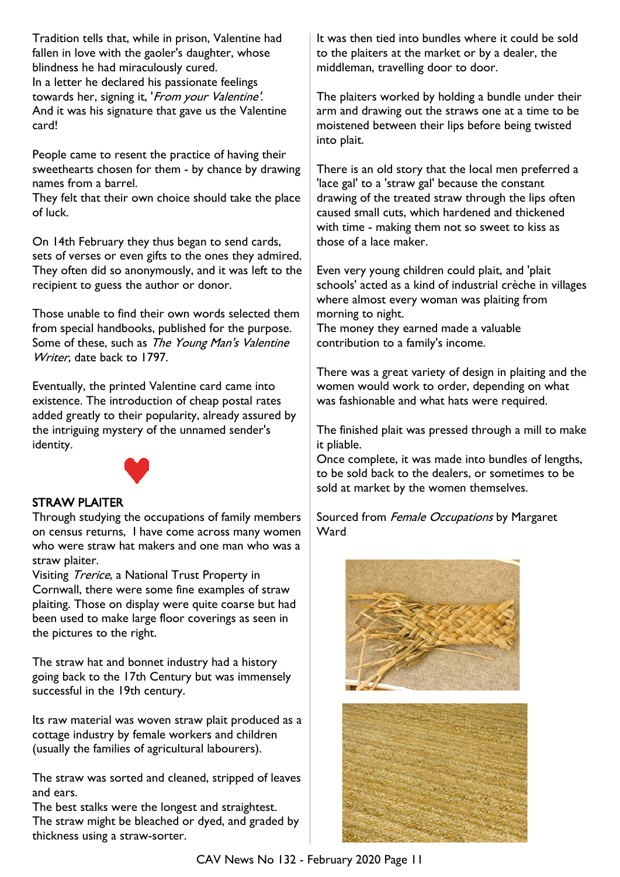Tradition tells that, while in prison, Valentine had fallen in love with the gaoler's daughter, whose blindness he had miraculously cured.
In a letter he declared his passionate feelings towards her, signing it, '*From your Valentine'.*
And it was his signature that gave us the Valentine card!

People came to resent the practice of having their sweethearts chosen for them - by chance by drawing names from a barrel.
They felt that their own choice should take the place of luck.

On 14th February they thus began to send cards, sets of verses or even gifts to the ones they admired. They often did so anonymously, and it was left to the recipient to guess the author or donor.

Those unable to find their own words selected them from special handbooks, published for the purpose. Some of these, such as *The Young Man's Valentine Writer,* date back to 1797.

Eventually, the printed Valentine card came into existence. The introduction of cheap postal rates added greatly to their popularity, already assured by the intriguing mystery of the unnamed sender's identity.

## STRAW PLAITER

Through studying the occupations of family members on census returns, I have come across many women who were straw hat makers and one man who was a straw plaiter.
Visiting *Trerice,* a National Trust Property in Cornwall, there were some fine examples of straw plaiting. Those on display were quite coarse but had been used to make large floor coverings as seen in the pictures to the right.

The straw hat and bonnet industry had a history going back to the 17th Century but was immensely successful in the 19th century.

Its raw material was woven straw plait produced as a cottage industry by female workers and children (usually the families of agricultural labourers).

The straw was sorted and cleaned, stripped of leaves and ears.
The best stalks were the longest and straightest.
The straw might be bleached or dyed, and graded by thickness using a straw-sorter.

It was then tied into bundles where it could be sold to the plaiters at the market or by a dealer, the middleman, travelling door to door.

The plaiters worked by holding a bundle under their arm and drawing out the straws one at a time to be moistened between their lips before being twisted into plait.

There is an old story that the local men preferred a 'lace gal' to a 'straw gal' because the constant drawing of the treated straw through the lips often caused small cuts, which hardened and thickened with time - making them not so sweet to kiss as those of a lace maker.

Even very young children could plait, and 'plait schools' acted as a kind of industrial crèche in villages where almost every woman was plaiting from morning to night.
The money they earned made a valuable contribution to a family's income.

There was a great variety of design in plaiting and the women would work to order, depending on what was fashionable and what hats were required.

The finished plait was pressed through a mill to make it pliable.
Once complete, it was made into bundles of lengths, to be sold back to the dealers, or sometimes to be sold at market by the women themselves.

Sourced from *Female Occupations* by Margaret Ward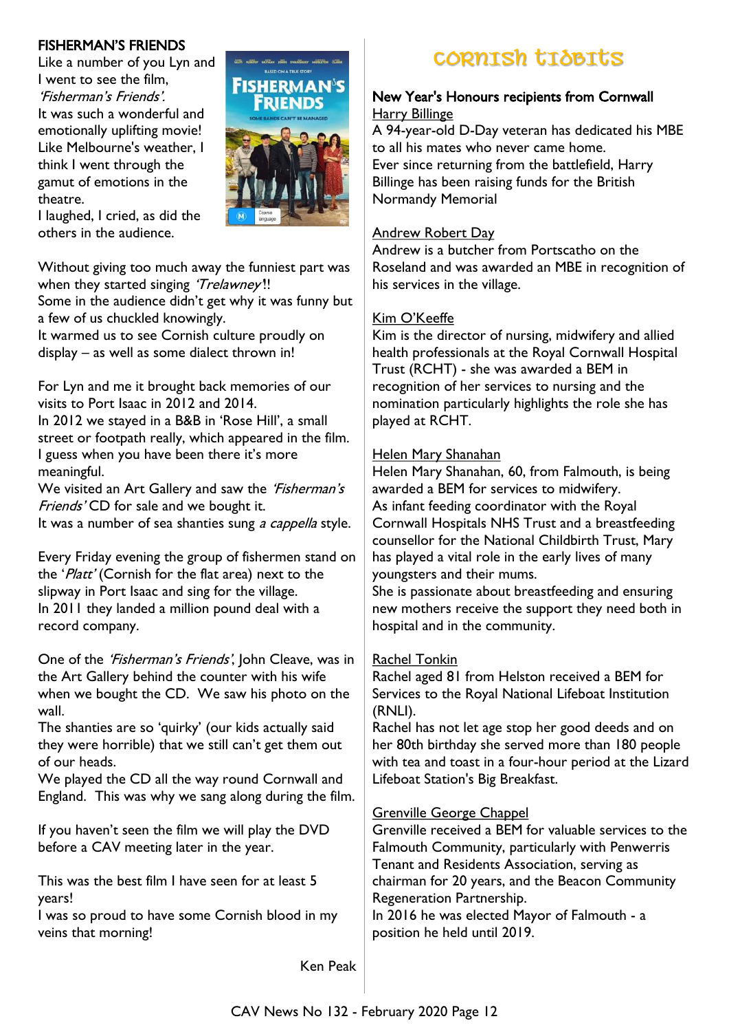## FISHERMAN'S FRIENDS

Like a number of you Lyn and I went to see the film, *'Fisherman's Friends'.*
It was such a wonderful and emotionally uplifting movie!
Like Melbourne's weather, I think I went through the gamut of emotions in the theatre.
I laughed, I cried, as did the others in the audience.

Without giving too much away the funniest part was when they started singing *'Trelawney'*!!
Some in the audience didn't get why it was funny but a few of us chuckled knowingly.
It warmed us to see Cornish culture proudly on display – as well as some dialect thrown in!

For Lyn and me it brought back memories of our visits to Port Isaac in 2012 and 2014.
In 2012 we stayed in a B&B in 'Rose Hill', a small street or footpath really, which appeared in the film.
I guess when you have been there it's more meaningful.
We visited an Art Gallery and saw the *'Fisherman's Friends'* CD for sale and we bought it.
It was a number of sea shanties sung *a cappella* style.

Every Friday evening the group of fishermen stand on the '*Platt'* (Cornish for the flat area) next to the slipway in Port Isaac and sing for the village.
In 2011 they landed a million pound deal with a record company.

One of the *'Fisherman's Friends'*, John Cleave, was in the Art Gallery behind the counter with his wife when we bought the CD. We saw his photo on the wall.
The shanties are so 'quirky' (our kids actually said they were horrible) that we still can't get them out of our heads.
We played the CD all the way round Cornwall and England. This was why we sang along during the film.

If you haven't seen the film we will play the DVD before a CAV meeting later in the year.

This was the best film I have seen for at least 5 years!
I was so proud to have some Cornish blood in my veins that morning!

Ken Peak

# Cornish Tidbits

### New Year's Honours recipients from Cornwall

Harry Billinge
A 94-year-old D-Day veteran has dedicated his MBE to all his mates who never came home.
Ever since returning from the battlefield, Harry Billinge has been raising funds for the British Normandy Memorial

Andrew Robert Day
Andrew is a butcher from Portscatho on the Roseland and was awarded an MBE in recognition of his services in the village.

Kim O'Keeffe
Kim is the director of nursing, midwifery and allied health professionals at the Royal Cornwall Hospital Trust (RCHT) - she was awarded a BEM in recognition of her services to nursing and the nomination particularly highlights the role she has played at RCHT.

Helen Mary Shanahan
Helen Mary Shanahan, 60, from Falmouth, is being awarded a BEM for services to midwifery.
As infant feeding coordinator with the Royal Cornwall Hospitals NHS Trust and a breastfeeding counsellor for the National Childbirth Trust, Mary has played a vital role in the early lives of many youngsters and their mums.
She is passionate about breastfeeding and ensuring new mothers receive the support they need both in hospital and in the community.

Rachel Tonkin
Rachel aged 81 from Helston received a BEM for Services to the Royal National Lifeboat Institution (RNLI).
Rachel has not let age stop her good deeds and on her 80th birthday she served more than 180 people with tea and toast in a four-hour period at the Lizard Lifeboat Station's Big Breakfast.

Grenville George Chappel
Grenville received a BEM for valuable services to the Falmouth Community, particularly with Penwerris Tenant and Residents Association, serving as chairman for 20 years, and the Beacon Community Regeneration Partnership.
In 2016 he was elected Mayor of Falmouth - a position he held until 2019.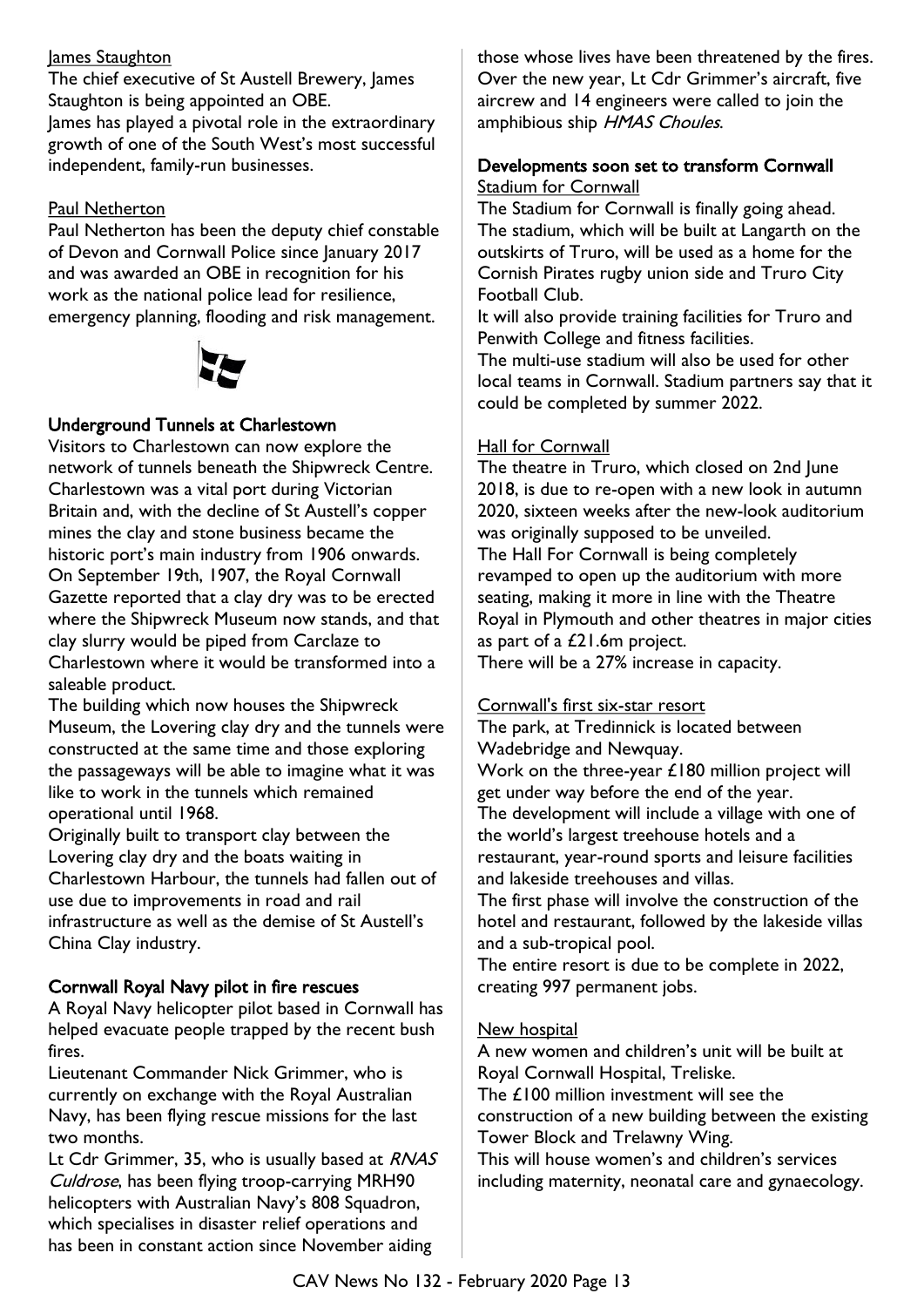James Staughton

The chief executive of St Austell Brewery, James Staughton is being appointed an OBE.
James has played a pivotal role in the extraordinary growth of one of the South West's most successful independent, family-run businesses.

Paul Netherton

Paul Netherton has been the deputy chief constable of Devon and Cornwall Police since January 2017 and was awarded an OBE in recognition for his work as the national police lead for resilience, emergency planning, flooding and risk management.

## Underground Tunnels at Charlestown

Visitors to Charlestown can now explore the network of tunnels beneath the Shipwreck Centre.
Charlestown was a vital port during Victorian Britain and, with the decline of St Austell's copper mines the clay and stone business became the historic port's main industry from 1906 onwards.
On September 19th, 1907, the Royal Cornwall Gazette reported that a clay dry was to be erected where the Shipwreck Museum now stands, and that clay slurry would be piped from Carclaze to Charlestown where it would be transformed into a saleable product.
The building which now houses the Shipwreck Museum, the Lovering clay dry and the tunnels were constructed at the same time and those exploring the passageways will be able to imagine what it was like to work in the tunnels which remained operational until 1968.
Originally built to transport clay between the Lovering clay dry and the boats waiting in Charlestown Harbour, the tunnels had fallen out of use due to improvements in road and rail infrastructure as well as the demise of St Austell's China Clay industry.

## Cornwall Royal Navy pilot in fire rescues

A Royal Navy helicopter pilot based in Cornwall has helped evacuate people trapped by the recent bush fires.
Lieutenant Commander Nick Grimmer, who is currently on exchange with the Royal Australian Navy, has been flying rescue missions for the last two months.
Lt Cdr Grimmer, 35, who is usually based at *RNAS Culdrose*, has been flying troop-carrying MRH90 helicopters with Australian Navy's 808 Squadron, which specialises in disaster relief operations and has been in constant action since November aiding those whose lives have been threatened by the fires.
Over the new year, Lt Cdr Grimmer's aircraft, five aircrew and 14 engineers were called to join the amphibious ship *HMAS Choules*.

## Developments soon set to transform Cornwall

Stadium for Cornwall

The Stadium for Cornwall is finally going ahead. The stadium, which will be built at Langarth on the outskirts of Truro, will be used as a home for the Cornish Pirates rugby union side and Truro City Football Club.
It will also provide training facilities for Truro and Penwith College and fitness facilities.
The multi-use stadium will also be used for other local teams in Cornwall. Stadium partners say that it could be completed by summer 2022.

Hall for Cornwall

The theatre in Truro, which closed on 2nd June 2018, is due to re-open with a new look in autumn 2020, sixteen weeks after the new-look auditorium was originally supposed to be unveiled.
The Hall For Cornwall is being completely revamped to open up the auditorium with more seating, making it more in line with the Theatre Royal in Plymouth and other theatres in major cities as part of a £21.6m project.
There will be a 27% increase in capacity.

Cornwall's first six-star resort

The park, at Tredinnick is located between Wadebridge and Newquay.
Work on the three-year £180 million project will get under way before the end of the year.
The development will include a village with one of the world's largest treehouse hotels and a restaurant, year-round sports and leisure facilities and lakeside treehouses and villas.
The first phase will involve the construction of the hotel and restaurant, followed by the lakeside villas and a sub-tropical pool.
The entire resort is due to be complete in 2022, creating 997 permanent jobs.

New hospital

A new women and children's unit will be built at Royal Cornwall Hospital, Treliske.
The £100 million investment will see the construction of a new building between the existing Tower Block and Trelawny Wing.
This will house women's and children's services including maternity, neonatal care and gynaecology.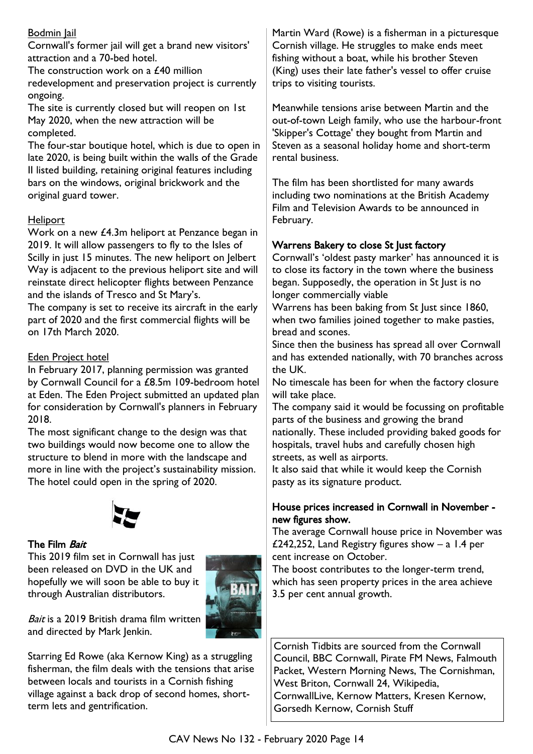## Bodmin Jail

Cornwall's former jail will get a brand new visitors' attraction and a 70-bed hotel.

The construction work on a £40 million redevelopment and preservation project is currently ongoing.

The site is currently closed but will reopen on 1st May 2020, when the new attraction will be completed.

The four-star boutique hotel, which is due to open in late 2020, is being built within the walls of the Grade II listed building, retaining original features including bars on the windows, original brickwork and the original guard tower.

## Heliport

Work on a new £4.3m heliport at Penzance began in 2019. It will allow passengers to fly to the Isles of Scilly in just 15 minutes. The new heliport on Jelbert Way is adjacent to the previous heliport site and will reinstate direct helicopter flights between Penzance and the islands of Tresco and St Mary's.

The company is set to receive its aircraft in the early part of 2020 and the first commercial flights will be on 17th March 2020.

## Eden Project hotel

In February 2017, planning permission was granted by Cornwall Council for a £8.5m 109-bedroom hotel at Eden. The Eden Project submitted an updated plan for consideration by Cornwall's planners in February 2018.

The most significant change to the design was that two buildings would now become one to allow the structure to blend in more with the landscape and more in line with the project's sustainability mission. The hotel could open in the spring of 2020.

## The Film *Bait*

This 2019 film set in Cornwall has just been released on DVD in the UK and hopefully we will soon be able to buy it through Australian distributors.

*Bait* is a 2019 British drama film written and directed by Mark Jenkin.

Starring Ed Rowe (aka Kernow King) as a struggling fisherman, the film deals with the tensions that arise between locals and tourists in a Cornish fishing village against a back drop of second homes, short-term lets and gentrification.

Martin Ward (Rowe) is a fisherman in a picturesque Cornish village. He struggles to make ends meet fishing without a boat, while his brother Steven (King) uses their late father's vessel to offer cruise trips to visiting tourists.

Meanwhile tensions arise between Martin and the out-of-town Leigh family, who use the harbour-front 'Skipper's Cottage' they bought from Martin and Steven as a seasonal holiday home and short-term rental business.

The film has been shortlisted for many awards including two nominations at the British Academy Film and Television Awards to be announced in February.

## Warrens Bakery to close St Just factory

Cornwall's 'oldest pasty marker' has announced it is to close its factory in the town where the business began. Supposedly, the operation in St Just is no longer commercially viable

Warrens has been baking from St Just since 1860, when two families joined together to make pasties, bread and scones.

Since then the business has spread all over Cornwall and has extended nationally, with 70 branches across the UK.

No timescale has been for when the factory closure will take place.

The company said it would be focussing on profitable parts of the business and growing the brand nationally. These included providing baked goods for hospitals, travel hubs and carefully chosen high streets, as well as airports.

It also said that while it would keep the Cornish pasty as its signature product.

## House prices increased in Cornwall in November - new figures show.

The average Cornwall house price in November was £242,252, Land Registry figures show – a 1.4 per cent increase on October.

The boost contributes to the longer-term trend, which has seen property prices in the area achieve 3.5 per cent annual growth.

Cornish Tidbits are sourced from the Cornwall Council, BBC Cornwall, Pirate FM News, Falmouth Packet, Western Morning News, The Cornishman, West Briton, Cornwall 24, Wikipedia, CornwallLive, Kernow Matters, Kresen Kernow, Gorsedh Kernow, Cornish Stuff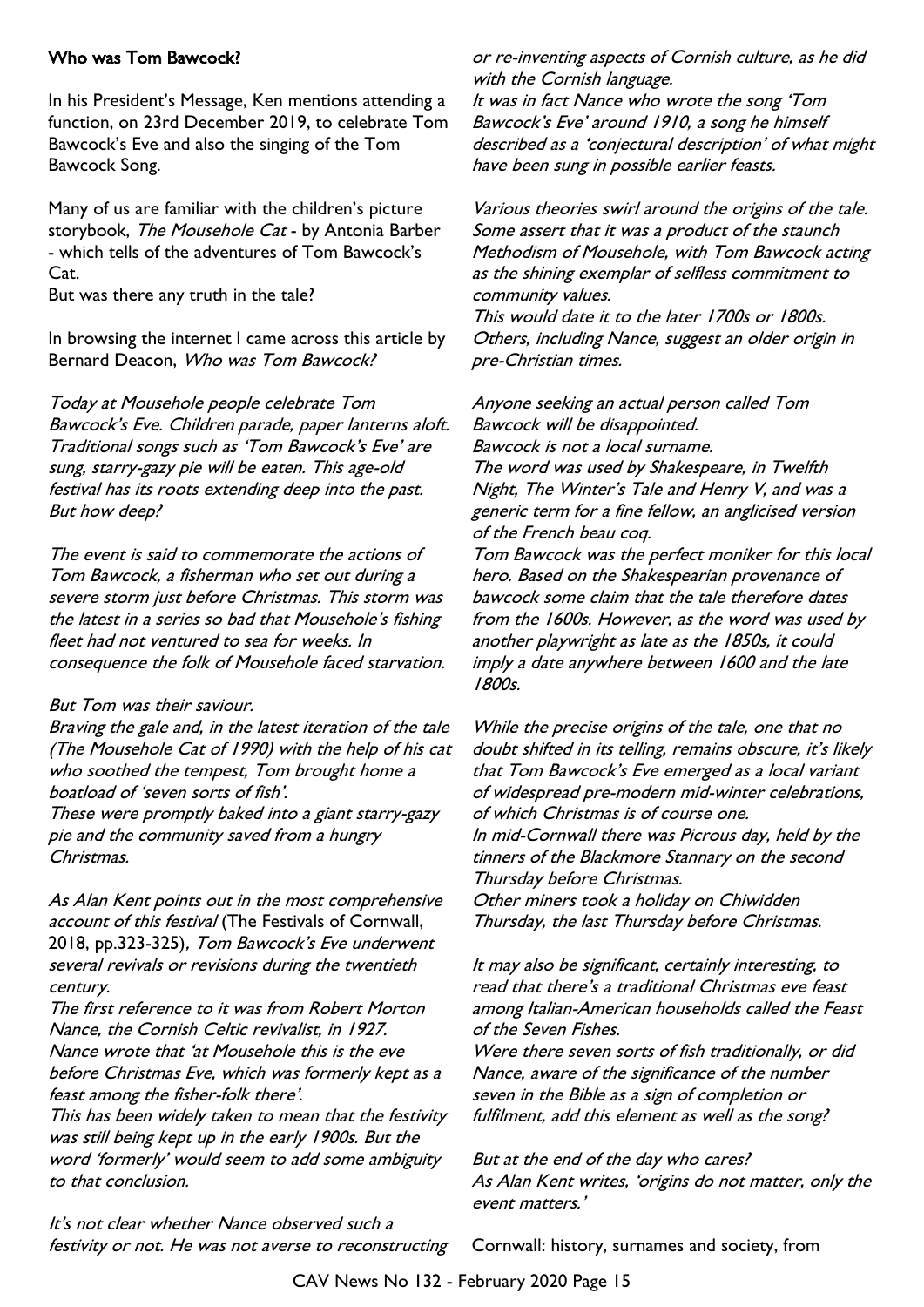**Who was Tom Bawcock?**

In his President's Message, Ken mentions attending a function, on 23rd December 2019, to celebrate Tom Bawcock's Eve and also the singing of the Tom Bawcock Song.

Many of us are familiar with the children's picture storybook, *The Mousehole Cat* - by Antonia Barber - which tells of the adventures of Tom Bawcock's Cat.

But was there any truth in the tale?

In browsing the internet I came across this article by Bernard Deacon, *Who was Tom Bawcock?*

*Today at Mousehole people celebrate Tom Bawcock's Eve. Children parade, paper lanterns aloft. Traditional songs such as 'Tom Bawcock's Eve' are sung, starry-gazy pie will be eaten. This age-old festival has its roots extending deep into the past. But how deep?*

*The event is said to commemorate the actions of Tom Bawcock, a fisherman who set out during a severe storm just before Christmas. This storm was the latest in a series so bad that Mousehole's fishing fleet had not ventured to sea for weeks. In consequence the folk of Mousehole faced starvation.*

*But Tom was their saviour.*

*Braving the gale and, in the latest iteration of the tale (The Mousehole Cat of 1990) with the help of his cat who soothed the tempest, Tom brought home a boatload of 'seven sorts of fish'.*

*These were promptly baked into a giant starry-gazy pie and the community saved from a hungry Christmas.*

*As Alan Kent points out in the most comprehensive account of this festival* (The Festivals of Cornwall, 2018, pp.323-325), *Tom Bawcock's Eve underwent several revivals or revisions during the twentieth century.*

*The first reference to it was from Robert Morton Nance, the Cornish Celtic revivalist, in 1927.*

*Nance wrote that 'at Mousehole this is the eve before Christmas Eve, which was formerly kept as a feast among the fisher-folk there'.*

*This has been widely taken to mean that the festivity was still being kept up in the early 1900s. But the word 'formerly' would seem to add some ambiguity to that conclusion.*

*It's not clear whether Nance observed such a festivity or not. He was not averse to reconstructing or re-inventing aspects of Cornish culture, as he did with the Cornish language.*

*It was in fact Nance who wrote the song 'Tom Bawcock's Eve' around 1910, a song he himself described as a 'conjectural description' of what might have been sung in possible earlier feasts.*

*Various theories swirl around the origins of the tale. Some assert that it was a product of the staunch Methodism of Mousehole, with Tom Bawcock acting as the shining exemplar of selfless commitment to community values.*

*This would date it to the later 1700s or 1800s. Others, including Nance, suggest an older origin in pre-Christian times.*

*Anyone seeking an actual person called Tom Bawcock will be disappointed.*

*Bawcock is not a local surname.*

*The word was used by Shakespeare, in Twelfth Night, The Winter's Tale and Henry V, and was a generic term for a fine fellow, an anglicised version of the French beau coq.*

*Tom Bawcock was the perfect moniker for this local hero. Based on the Shakespearian provenance of bawcock some claim that the tale therefore dates from the 1600s. However, as the word was used by another playwright as late as the 1850s, it could imply a date anywhere between 1600 and the late 1800s.*

*While the precise origins of the tale, one that no doubt shifted in its telling, remains obscure, it's likely that Tom Bawcock's Eve emerged as a local variant of widespread pre-modern mid-winter celebrations, of which Christmas is of course one.*

*In mid-Cornwall there was Picrous day, held by the tinners of the Blackmore Stannary on the second Thursday before Christmas.*

*Other miners took a holiday on Chiwidden Thursday, the last Thursday before Christmas.*

*It may also be significant, certainly interesting, to read that there's a traditional Christmas eve feast among Italian-American households called the Feast of the Seven Fishes.*

*Were there seven sorts of fish traditionally, or did Nance, aware of the significance of the number seven in the Bible as a sign of completion or fulfilment, add this element as well as the song?*

*But at the end of the day who cares?*

*As Alan Kent writes, 'origins do not matter, only the event matters.'*

Cornwall: history, surnames and society, from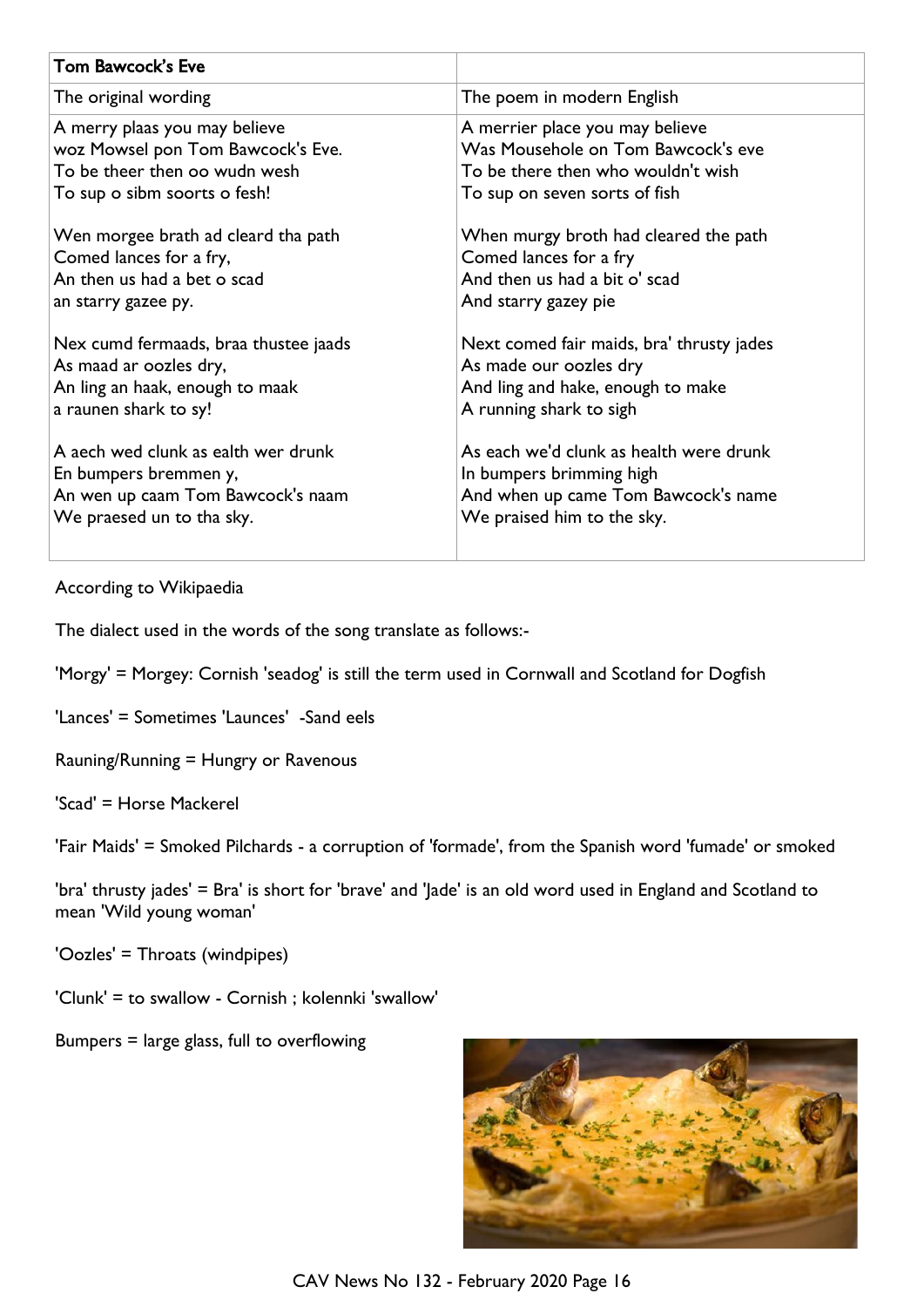| Tom Bawcock's Eve | |
|---|---|
| The original wording | The poem in modern English |
| A merry plaas you may believe<br>woz Mowsel pon Tom Bawcock's Eve.<br>To be theer then oo wudn wesh<br>To sup o sibm soorts o fesh!<br><br>Wen morgee brath ad cleard tha path<br>Comed lances for a fry,<br>An then us had a bet o scad<br>an starry gazee py.<br><br>Nex cumd fermaads, braa thustee jaads<br>As maad ar oozles dry,<br>An ling an haak, enough to maak<br>a raunen shark to sy!<br><br>A aech wed clunk as ealth wer drunk<br>En bumpers bremmen y,<br>An wen up caam Tom Bawcock's naam<br>We praesed un to tha sky. | A merrier place you may believe<br>Was Mousehole on Tom Bawcock's eve<br>To be there then who wouldn't wish<br>To sup on seven sorts of fish<br><br>When murgy broth had cleared the path<br>Comed lances for a fry<br>And then us had a bit o' scad<br>And starry gazey pie<br><br>Next comed fair maids, bra' thrusty jades<br>As made our oozles dry<br>And ling and hake, enough to make<br>A running shark to sigh<br><br>As each we'd clunk as health were drunk<br>In bumpers brimming high<br>And when up came Tom Bawcock's name<br>We praised him to the sky. |

According to Wikipaedia

The dialect used in the words of the song translate as follows:-

'Morgy' = Morgey: Cornish 'seadog' is still the term used in Cornwall and Scotland for Dogfish

'Lances' = Sometimes 'Launces' -Sand eels

Rauning/Running = Hungry or Ravenous

'Scad' = Horse Mackerel

'Fair Maids' = Smoked Pilchards - a corruption of 'formade', from the Spanish word 'fumade' or smoked

'bra' thrusty jades' = Bra' is short for 'brave' and 'Jade' is an old word used in England and Scotland to mean 'Wild young woman'

'Oozles' = Throats (windpipes)

'Clunk' = to swallow - Cornish ; kolennki 'swallow'

Bumpers = large glass, full to overflowing